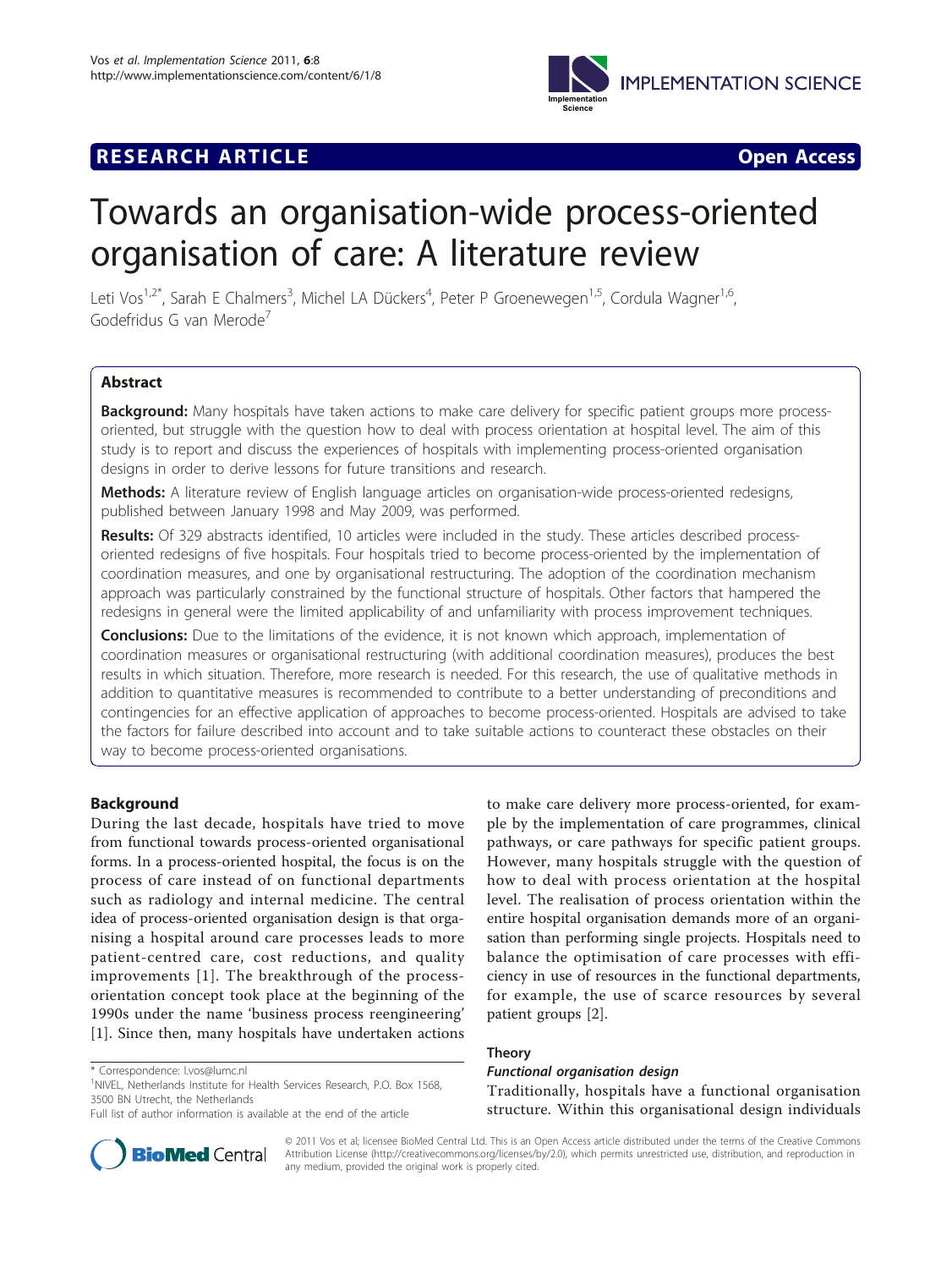RESEARCH ARTICLE Open Access

# Towards an organisation-wide process-oriented organisation of care: A literature review

Leti Vos[1,2*], Sarah E Chalmers[3], Michel LA Dückers[4], Peter P Groenewegen[1,5], Cordula Wagner[1,6], Godefridus G van Merode[7]

## Abstract

**Background:** Many hospitals have taken actions to make care delivery for specific patient groups more process-oriented, but struggle with the question how to deal with process orientation at hospital level. The aim of this study is to report and discuss the experiences of hospitals with implementing process-oriented organisation designs in order to derive lessons for future transitions and research.

**Methods:** A literature review of English language articles on organisation-wide process-oriented redesigns, published between January 1998 and May 2009, was performed.

**Results:** Of 329 abstracts identified, 10 articles were included in the study. These articles described process-oriented redesigns of five hospitals. Four hospitals tried to become process-oriented by the implementation of coordination measures, and one by organisational restructuring. The adoption of the coordination mechanism approach was particularly constrained by the functional structure of hospitals. Other factors that hampered the redesigns in general were the limited applicability of and unfamiliarity with process improvement techniques.

**Conclusions:** Due to the limitations of the evidence, it is not known which approach, implementation of coordination measures or organisational restructuring (with additional coordination measures), produces the best results in which situation. Therefore, more research is needed. For this research, the use of qualitative methods in addition to quantitative measures is recommended to contribute to a better understanding of preconditions and contingencies for an effective application of approaches to become process-oriented. Hospitals are advised to take the factors for failure described into account and to take suitable actions to counteract these obstacles on their way to become process-oriented organisations.

## Background

During the last decade, hospitals have tried to move from functional towards process-oriented organisational forms. In a process-oriented hospital, the focus is on the process of care instead of on functional departments such as radiology and internal medicine. The central idea of process-oriented organisation design is that organising a hospital around care processes leads to more patient-centred care, cost reductions, and quality improvements [1]. The breakthrough of the process-orientation concept took place at the beginning of the 1990s under the name 'business process reengineering' [1]. Since then, many hospitals have undertaken actions to make care delivery more process-oriented, for example by the implementation of care programmes, clinical pathways, or care pathways for specific patient groups. However, many hospitals struggle with the question of how to deal with process orientation at the hospital level. The realisation of process orientation within the entire hospital organisation demands more of an organisation than performing single projects. Hospitals need to balance the optimisation of care processes with efficiency in use of resources in the functional departments, for example, the use of scarce resources by several patient groups [2].

## Theory

### *Functional organisation design*

Traditionally, hospitals have a functional organisation structure. Within this organisational design individuals

\* Correspondence: l.vos@lumc.nl
[1]NIVEL, Netherlands Institute for Health Services Research, P.O. Box 1568, 3500 BN Utrecht, the Netherlands
Full list of author information is available at the end of the article

© 2011 Vos et al; licensee BioMed Central Ltd. This is an Open Access article distributed under the terms of the Creative Commons Attribution License (http://creativecommons.org/licenses/by/2.0), which permits unrestricted use, distribution, and reproduction in any medium, provided the original work is properly cited.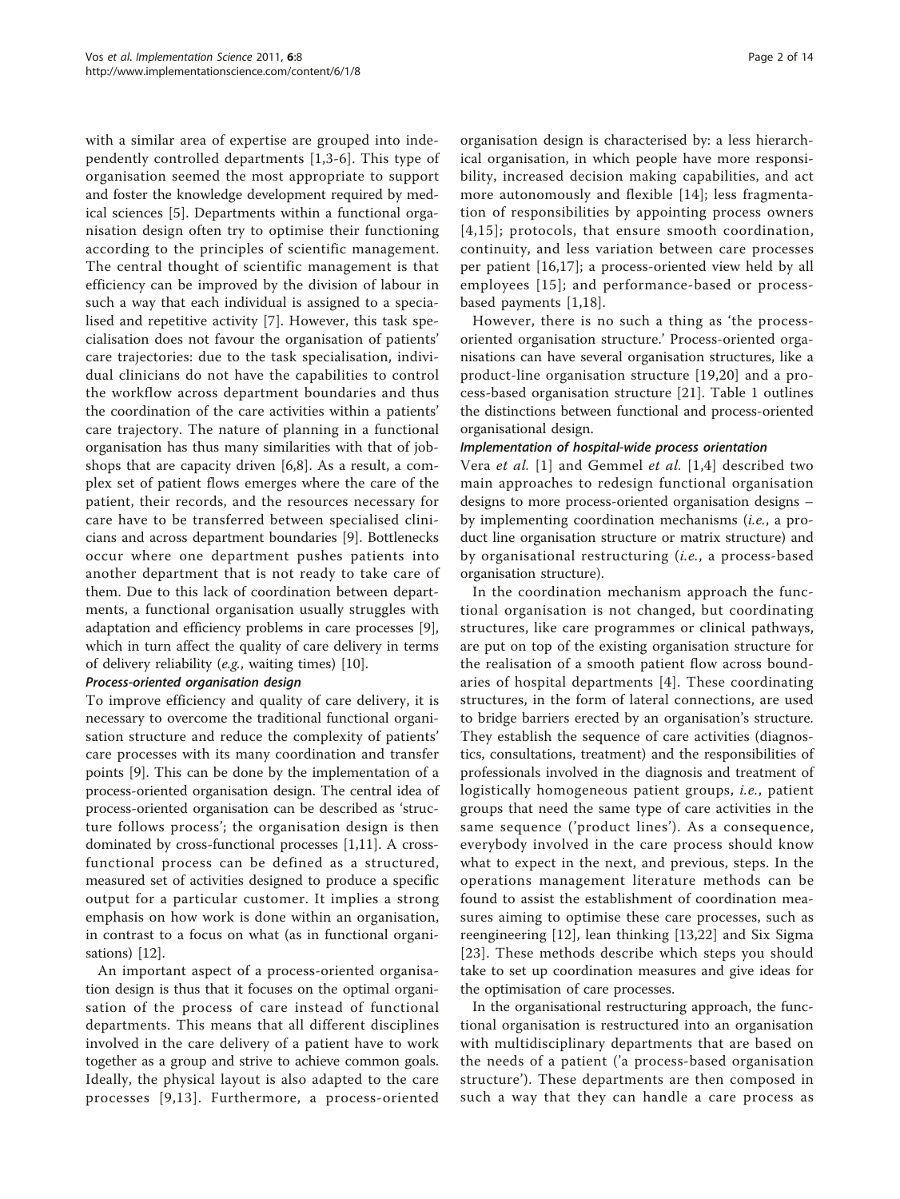with a similar area of expertise are grouped into independently controlled departments [1,3-6]. This type of organisation seemed the most appropriate to support and foster the knowledge development required by medical sciences [5]. Departments within a functional organisation design often try to optimise their functioning according to the principles of scientific management. The central thought of scientific management is that efficiency can be improved by the division of labour in such a way that each individual is assigned to a specialised and repetitive activity [7]. However, this task specialisation does not favour the organisation of patients' care trajectories: due to the task specialisation, individual clinicians do not have the capabilities to control the workflow across department boundaries and thus the coordination of the care activities within a patients' care trajectory. The nature of planning in a functional organisation has thus many similarities with that of job-shops that are capacity driven [6,8]. As a result, a complex set of patient flows emerges where the care of the patient, their records, and the resources necessary for care have to be transferred between specialised clinicians and across department boundaries [9]. Bottlenecks occur where one department pushes patients into another department that is not ready to take care of them. Due to this lack of coordination between departments, a functional organisation usually struggles with adaptation and efficiency problems in care processes [9], which in turn affect the quality of care delivery in terms of delivery reliability (*e.g.*, waiting times) [10].

#### Process-oriented organisation design

To improve efficiency and quality of care delivery, it is necessary to overcome the traditional functional organisation structure and reduce the complexity of patients' care processes with its many coordination and transfer points [9]. This can be done by the implementation of a process-oriented organisation design. The central idea of process-oriented organisation can be described as 'structure follows process'; the organisation design is then dominated by cross-functional processes [1,11]. A cross-functional process can be defined as a structured, measured set of activities designed to produce a specific output for a particular customer. It implies a strong emphasis on how work is done within an organisation, in contrast to a focus on what (as in functional organisations) [12].

An important aspect of a process-oriented organisation design is thus that it focuses on the optimal organisation of the process of care instead of functional departments. This means that all different disciplines involved in the care delivery of a patient have to work together as a group and strive to achieve common goals. Ideally, the physical layout is also adapted to the care processes [9,13]. Furthermore, a process-oriented organisation design is characterised by: a less hierarchical organisation, in which people have more responsibility, increased decision making capabilities, and act more autonomously and flexible [14]; less fragmentation of responsibilities by appointing process owners [4,15]; protocols, that ensure smooth coordination, continuity, and less variation between care processes per patient [16,17]; a process-oriented view held by all employees [15]; and performance-based or process-based payments [1,18].

However, there is no such a thing as 'the process-oriented organisation structure.' Process-oriented organisations can have several organisation structures, like a product-line organisation structure [19,20] and a process-based organisation structure [21]. Table 1 outlines the distinctions between functional and process-oriented organisational design.

#### Implementation of hospital-wide process orientation

Vera *et al.* [1] and Gemmel *et al.* [1,4] described two main approaches to redesign functional organisation designs to more process-oriented organisation designs – by implementing coordination mechanisms (*i.e.*, a product line organisation structure or matrix structure) and by organisational restructuring (*i.e.*, a process-based organisation structure).

In the coordination mechanism approach the functional organisation is not changed, but coordinating structures, like care programmes or clinical pathways, are put on top of the existing organisation structure for the realisation of a smooth patient flow across boundaries of hospital departments [4]. These coordinating structures, in the form of lateral connections, are used to bridge barriers erected by an organisation's structure. They establish the sequence of care activities (diagnostics, consultations, treatment) and the responsibilities of professionals involved in the diagnosis and treatment of logistically homogeneous patient groups, *i.e.*, patient groups that need the same type of care activities in the same sequence ('product lines'). As a consequence, everybody involved in the care process should know what to expect in the next, and previous, steps. In the operations management literature methods can be found to assist the establishment of coordination measures aiming to optimise these care processes, such as reengineering [12], lean thinking [13,22] and Six Sigma [23]. These methods describe which steps you should take to set up coordination measures and give ideas for the optimisation of care processes.

In the organisational restructuring approach, the functional organisation is restructured into an organisation with multidisciplinary departments that are based on the needs of a patient ('a process-based organisation structure'). These departments are then composed in such a way that they can handle a care process as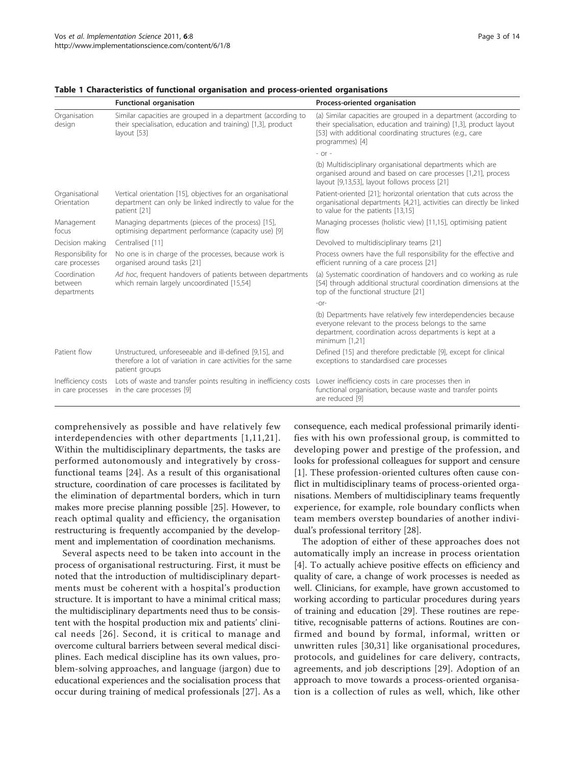**Table 1 Characteristics of functional organisation and process-oriented organisations**

| | Functional organisation | Process-oriented organisation |
|---|---|---|
| Organisation design | Similar capacities are grouped in a department (according to their specialisation, education and training) [1,3], product layout [53] | (a) Similar capacities are grouped in a department (according to their specialisation, education and training) [1,3], product layout [53] with additional coordinating structures (e.g., care programmes) [4] |
| | | - or - |
| | | (b) Multidisciplinary organisational departments which are organised around and based on care processes [1,21], process layout [9,13,53], layout follows process [21] |
| Organisational Orientation | Vertical orientation [15], objectives for an organisational department can only be linked indirectly to value for the patient [21] | Patient-oriented [21]; horizontal orientation that cuts across the organisational departments [4,21], activities can directly be linked to value for the patients [13,15] |
| Management focus | Managing departments (pieces of the process) [15], optimising department performance (capacity use) [9] | Managing processes (holistic view) [11,15], optimising patient flow |
| Decision making | Centralised [11] | Devolved to multidisciplinary teams [21] |
| Responsibility for care processes | No one is in charge of the processes, because work is organised around tasks [21] | Process owners have the full responsibility for the effective and efficient running of a care process [21] |
| Coordination between departments | *Ad hoc*, frequent handovers of patients between departments which remain largely uncoordinated [15,54] | (a) Systematic coordination of handovers and co working as rule [54] through additional structural coordination dimensions at the top of the functional structure [21] |
| | | -or- |
| | | (b) Departments have relatively few interdependencies because everyone relevant to the process belongs to the same department, coordination across departments is kept at a minimum [1,21] |
| Patient flow | Unstructured, unforeseeable and ill-defined [9,15], and therefore a lot of variation in care activities for the same patient groups | Defined [15] and therefore predictable [9], except for clinical exceptions to standardised care processes |
| Inefficiency costs in care processes | Lots of waste and transfer points resulting in inefficiency costs in the care processes [9] | Lower inefficiency costs in care processes then in functional organisation, because waste and transfer points are reduced [9] |

comprehensively as possible and have relatively few interdependencies with other departments [1,11,21]. Within the multidisciplinary departments, the tasks are performed autonomously and integratively by cross-functional teams [24]. As a result of this organisational structure, coordination of care processes is facilitated by the elimination of departmental borders, which in turn makes more precise planning possible [25]. However, to reach optimal quality and efficiency, the organisation restructuring is frequently accompanied by the development and implementation of coordination mechanisms.

Several aspects need to be taken into account in the process of organisational restructuring. First, it must be noted that the introduction of multidisciplinary departments must be coherent with a hospital's production structure. It is important to have a minimal critical mass; the multidisciplinary departments need thus to be consistent with the hospital production mix and patients' clinical needs [26]. Second, it is critical to manage and overcome cultural barriers between several medical disciplines. Each medical discipline has its own values, problem-solving approaches, and language (jargon) due to educational experiences and the socialisation process that occur during training of medical professionals [27]. As a consequence, each medical professional primarily identifies with his own professional group, is committed to developing power and prestige of the profession, and looks for professional colleagues for support and censure [1]. These profession-oriented cultures often cause conflict in multidisciplinary teams of process-oriented organisations. Members of multidisciplinary teams frequently experience, for example, role boundary conflicts when team members overstep boundaries of another individual's professional territory [28].

The adoption of either of these approaches does not automatically imply an increase in process orientation [4]. To actually achieve positive effects on efficiency and quality of care, a change of work processes is needed as well. Clinicians, for example, have grown accustomed to working according to particular procedures during years of training and education [29]. These routines are repetitive, recognisable patterns of actions. Routines are confirmed and bound by formal, informal, written or unwritten rules [30,31] like organisational procedures, protocols, and guidelines for care delivery, contracts, agreements, and job descriptions [29]. Adoption of an approach to move towards a process-oriented organisation is a collection of rules as well, which, like other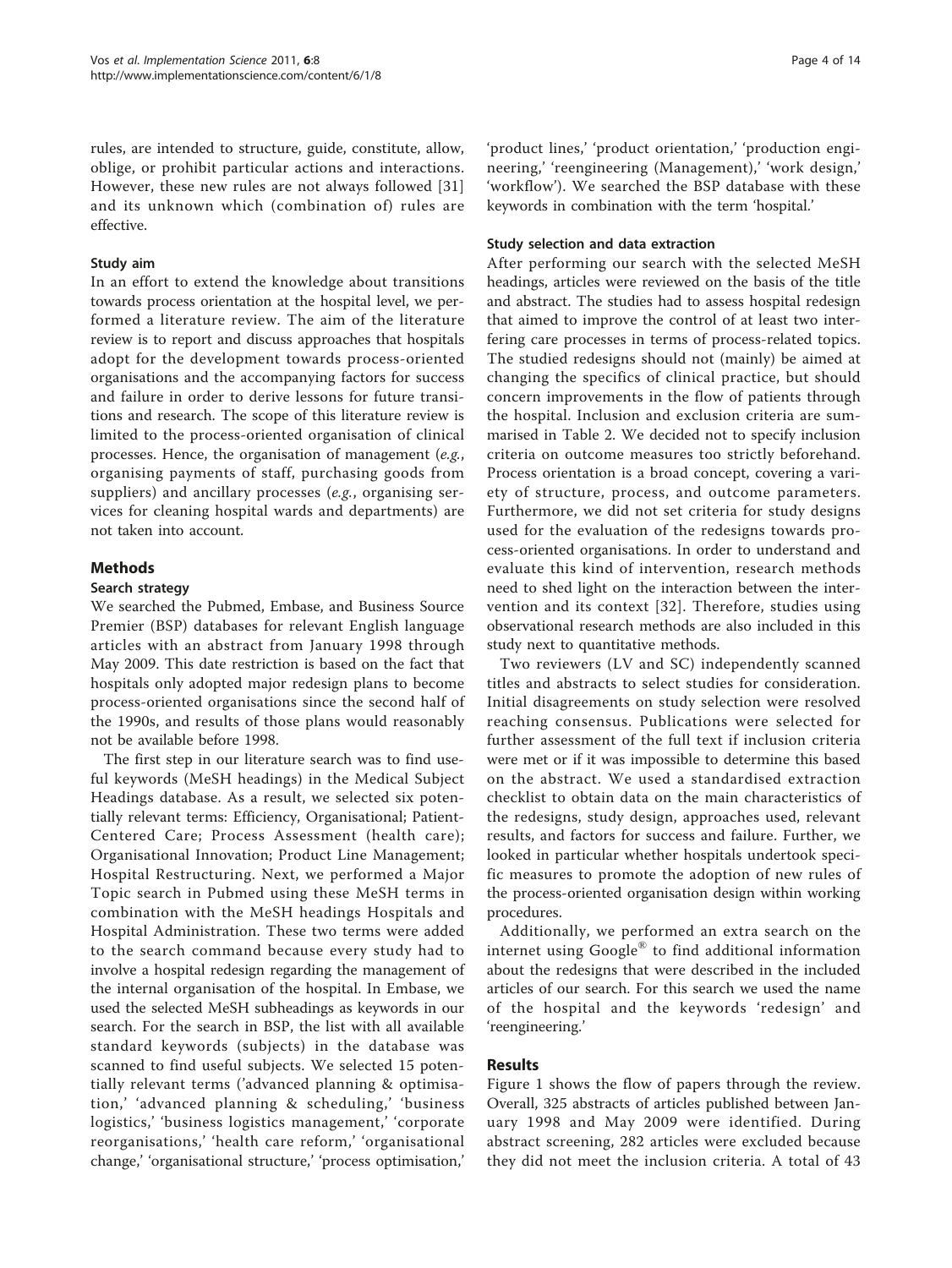rules, are intended to structure, guide, constitute, allow, oblige, or prohibit particular actions and interactions. However, these new rules are not always followed [31] and its unknown which (combination of) rules are effective.

### Study aim

In an effort to extend the knowledge about transitions towards process orientation at the hospital level, we performed a literature review. The aim of the literature review is to report and discuss approaches that hospitals adopt for the development towards process-oriented organisations and the accompanying factors for success and failure in order to derive lessons for future transitions and research. The scope of this literature review is limited to the process-oriented organisation of clinical processes. Hence, the organisation of management (*e.g.*, organising payments of staff, purchasing goods from suppliers) and ancillary processes (*e.g.*, organising services for cleaning hospital wards and departments) are not taken into account.

## Methods

### Search strategy

We searched the Pubmed, Embase, and Business Source Premier (BSP) databases for relevant English language articles with an abstract from January 1998 through May 2009. This date restriction is based on the fact that hospitals only adopted major redesign plans to become process-oriented organisations since the second half of the 1990s, and results of those plans would reasonably not be available before 1998.

The first step in our literature search was to find useful keywords (MeSH headings) in the Medical Subject Headings database. As a result, we selected six potentially relevant terms: Efficiency, Organisational; Patient-Centered Care; Process Assessment (health care); Organisational Innovation; Product Line Management; Hospital Restructuring. Next, we performed a Major Topic search in Pubmed using these MeSH terms in combination with the MeSH headings Hospitals and Hospital Administration. These two terms were added to the search command because every study had to involve a hospital redesign regarding the management of the internal organisation of the hospital. In Embase, we used the selected MeSH subheadings as keywords in our search. For the search in BSP, the list with all available standard keywords (subjects) in the database was scanned to find useful subjects. We selected 15 potentially relevant terms ('advanced planning & optimisation,' 'advanced planning & scheduling,' 'business logistics,' 'business logistics management,' 'corporate reorganisations,' 'health care reform,' 'organisational change,' 'organisational structure,' 'process optimisation,' 'product lines,' 'product orientation,' 'production engineering,' 'reengineering (Management),' 'work design,' 'workflow'). We searched the BSP database with these keywords in combination with the term 'hospital.'

### Study selection and data extraction

After performing our search with the selected MeSH headings, articles were reviewed on the basis of the title and abstract. The studies had to assess hospital redesign that aimed to improve the control of at least two interfering care processes in terms of process-related topics. The studied redesigns should not (mainly) be aimed at changing the specifics of clinical practice, but should concern improvements in the flow of patients through the hospital. Inclusion and exclusion criteria are summarised in Table 2. We decided not to specify inclusion criteria on outcome measures too strictly beforehand. Process orientation is a broad concept, covering a variety of structure, process, and outcome parameters. Furthermore, we did not set criteria for study designs used for the evaluation of the redesigns towards process-oriented organisations. In order to understand and evaluate this kind of intervention, research methods need to shed light on the interaction between the intervention and its context [32]. Therefore, studies using observational research methods are also included in this study next to quantitative methods.

Two reviewers (LV and SC) independently scanned titles and abstracts to select studies for consideration. Initial disagreements on study selection were resolved reaching consensus. Publications were selected for further assessment of the full text if inclusion criteria were met or if it was impossible to determine this based on the abstract. We used a standardised extraction checklist to obtain data on the main characteristics of the redesigns, study design, approaches used, relevant results, and factors for success and failure. Further, we looked in particular whether hospitals undertook specific measures to promote the adoption of new rules of the process-oriented organisation design within working procedures.

Additionally, we performed an extra search on the internet using Google® to find additional information about the redesigns that were described in the included articles of our search. For this search we used the name of the hospital and the keywords 'redesign' and 'reengineering.'

## Results

Figure 1 shows the flow of papers through the review. Overall, 325 abstracts of articles published between January 1998 and May 2009 were identified. During abstract screening, 282 articles were excluded because they did not meet the inclusion criteria. A total of 43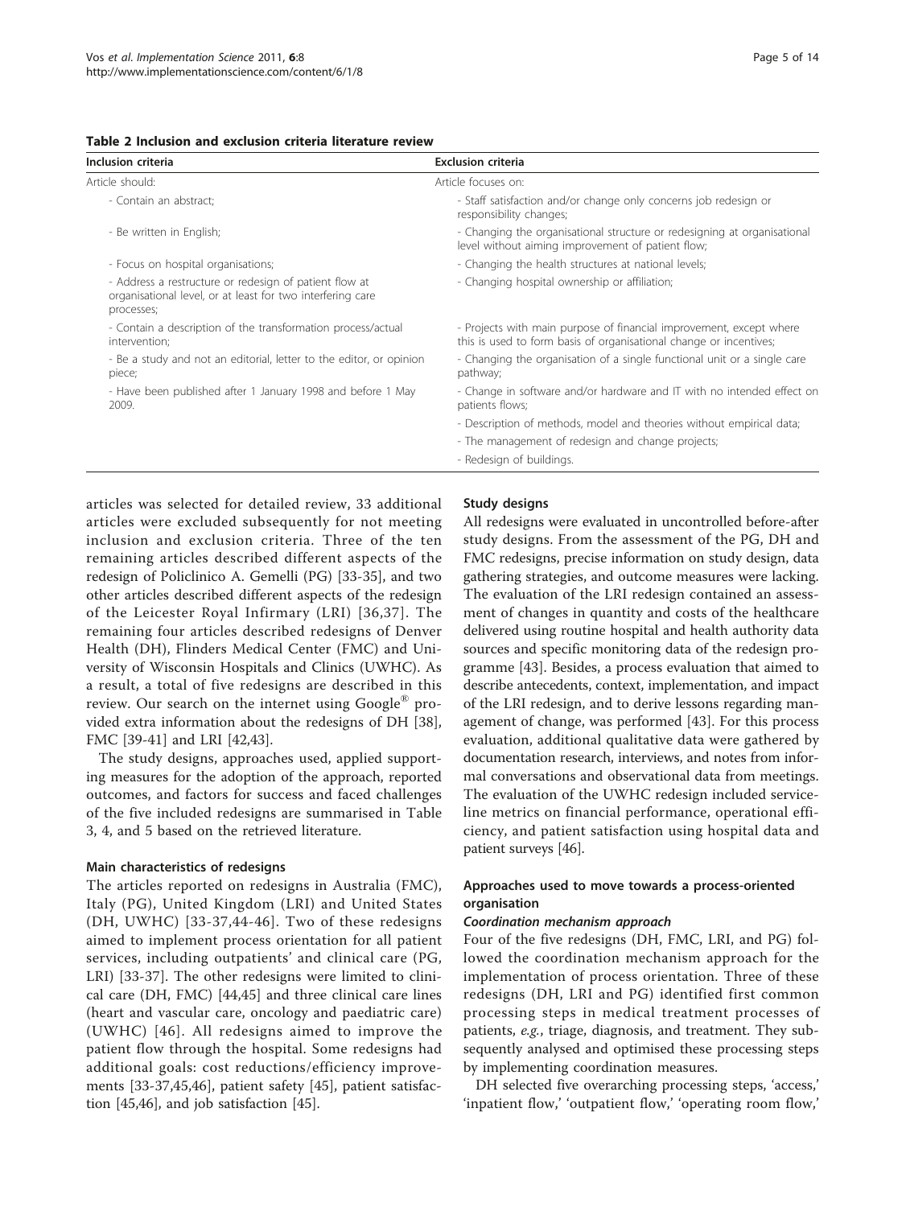**Table 2 Inclusion and exclusion criteria literature review**

| Inclusion criteria | Exclusion criteria |
|---|---|
| Article should: | Article focuses on: |
| - Contain an abstract; | - Staff satisfaction and/or change only concerns job redesign or responsibility changes; |
| - Be written in English; | - Changing the organisational structure or redesigning at organisational level without aiming improvement of patient flow; |
| - Focus on hospital organisations; | - Changing the health structures at national levels; |
| - Address a restructure or redesign of patient flow at organisational level, or at least for two interfering care processes; | - Changing hospital ownership or affiliation; |
| - Contain a description of the transformation process/actual intervention; | - Projects with main purpose of financial improvement, except where this is used to form basis of organisational change or incentives; |
| - Be a study and not an editorial, letter to the editor, or opinion piece; | - Changing the organisation of a single functional unit or a single care pathway; |
| - Have been published after 1 January 1998 and before 1 May 2009. | - Change in software and/or hardware and IT with no intended effect on patients flows; |
| | - Description of methods, model and theories without empirical data; |
| | - The management of redesign and change projects; |
| | - Redesign of buildings. |

articles was selected for detailed review, 33 additional articles were excluded subsequently for not meeting inclusion and exclusion criteria. Three of the ten remaining articles described different aspects of the redesign of Policlinico A. Gemelli (PG) [33-35], and two other articles described different aspects of the redesign of the Leicester Royal Infirmary (LRI) [36,37]. The remaining four articles described redesigns of Denver Health (DH), Flinders Medical Center (FMC) and University of Wisconsin Hospitals and Clinics (UWHC). As a result, a total of five redesigns are described in this review. Our search on the internet using Google® provided extra information about the redesigns of DH [38], FMC [39-41] and LRI [42,43].

The study designs, approaches used, applied supporting measures for the adoption of the approach, reported outcomes, and factors for success and faced challenges of the five included redesigns are summarised in Table 3, 4, and 5 based on the retrieved literature.

#### Main characteristics of redesigns

The articles reported on redesigns in Australia (FMC), Italy (PG), United Kingdom (LRI) and United States (DH, UWHC) [33-37,44-46]. Two of these redesigns aimed to implement process orientation for all patient services, including outpatients' and clinical care (PG, LRI) [33-37]. The other redesigns were limited to clinical care (DH, FMC) [44,45] and three clinical care lines (heart and vascular care, oncology and paediatric care) (UWHC) [46]. All redesigns aimed to improve the patient flow through the hospital. Some redesigns had additional goals: cost reductions/efficiency improvements [33-37,45,46], patient safety [45], patient satisfaction [45,46], and job satisfaction [45].

#### Study designs

All redesigns were evaluated in uncontrolled before-after study designs. From the assessment of the PG, DH and FMC redesigns, precise information on study design, data gathering strategies, and outcome measures were lacking. The evaluation of the LRI redesign contained an assessment of changes in quantity and costs of the healthcare delivered using routine hospital and health authority data sources and specific monitoring data of the redesign programme [43]. Besides, a process evaluation that aimed to describe antecedents, context, implementation, and impact of the LRI redesign, and to derive lessons regarding management of change, was performed [43]. For this process evaluation, additional qualitative data were gathered by documentation research, interviews, and notes from informal conversations and observational data from meetings. The evaluation of the UWHC redesign included service-line metrics on financial performance, operational efficiency, and patient satisfaction using hospital data and patient surveys [46].

#### Approaches used to move towards a process-oriented organisation

##### *Coordination mechanism approach*

Four of the five redesigns (DH, FMC, LRI, and PG) followed the coordination mechanism approach for the implementation of process orientation. Three of these redesigns (DH, LRI and PG) identified first common processing steps in medical treatment processes of patients, *e.g.*, triage, diagnosis, and treatment. They subsequently analysed and optimised these processing steps by implementing coordination measures.

DH selected five overarching processing steps, 'access,' 'inpatient flow,' 'outpatient flow,' 'operating room flow,'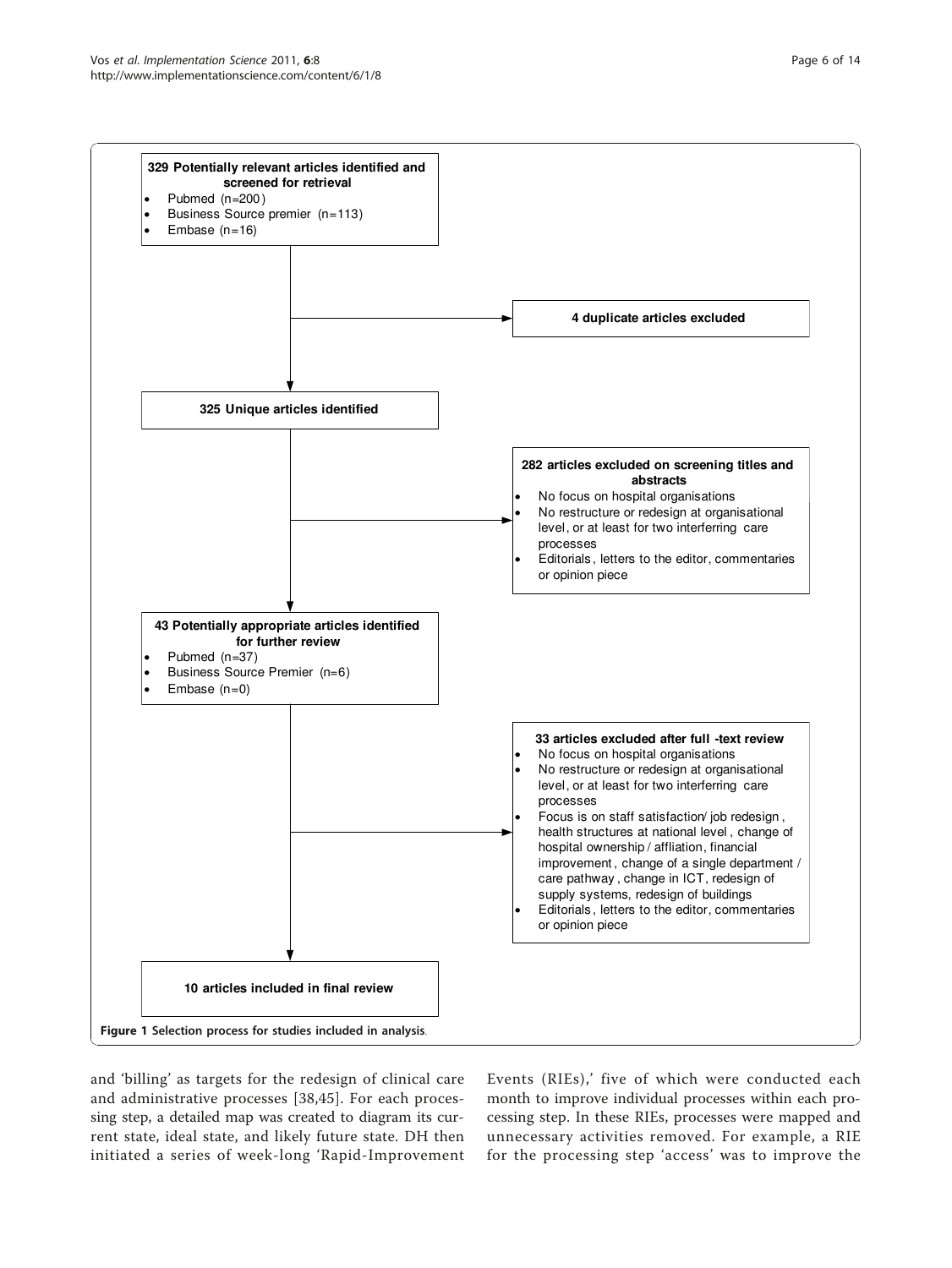329 Potentially relevant articles identified and screened for retrieval

- Pubmed (n=200)
- Business Source premier (n=113)
- Embase (n=16)

4 duplicate articles excluded

325 Unique articles identified

282 articles excluded on screening titles and abstracts

- No focus on hospital organisations
- No restructure or redesign at organisational level, or at least for two interferring care processes
- Editorials, letters to the editor, commentaries or opinion piece

43 Potentially appropriate articles identified for further review

- Pubmed (n=37)
- Business Source Premier (n=6)
- Embase (n=0)

33 articles excluded after full -text review

- No focus on hospital organisations
- No restructure or redesign at organisational level, or at least for two interferring care processes
- Focus is on staff satisfaction/ job redesign, health structures at national level, change of hospital ownership / affliation, financial improvement, change of a single department / care pathway, change in ICT, redesign of supply systems, redesign of buildings
- Editorials, letters to the editor, commentaries or opinion piece

10 articles included in final review

**Figure 1 Selection process for studies included in analysis.**

and 'billing' as targets for the redesign of clinical care and administrative processes [38,45]. For each processing step, a detailed map was created to diagram its current state, ideal state, and likely future state. DH then initiated a series of week-long 'Rapid-Improvement Events (RIEs),' five of which were conducted each month to improve individual processes within each processing step. In these RIEs, processes were mapped and unnecessary activities removed. For example, a RIE for the processing step 'access' was to improve the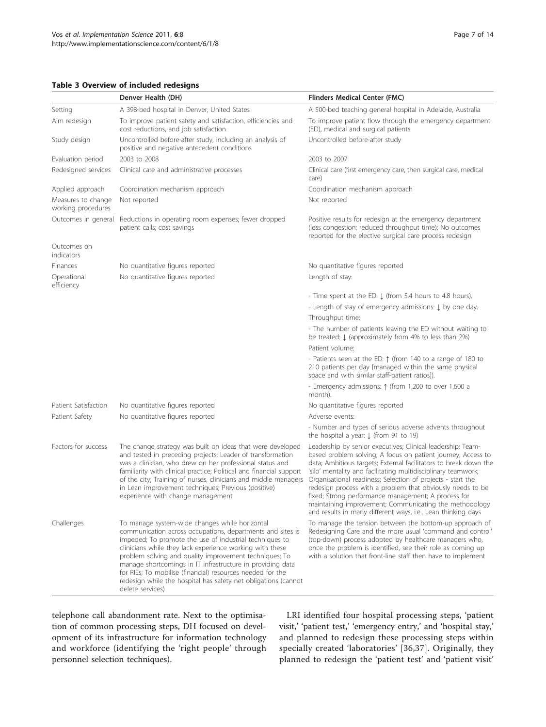**Table 3 Overview of included redesigns**

| | Denver Health (DH) | Flinders Medical Center (FMC) |
|---|---|---|
| Setting | A 398-bed hospital in Denver, United States | A 500-bed teaching general hospital in Adelaide, Australia |
| Aim redesign | To improve patient safety and satisfaction, efficiencies and cost reductions, and job satisfaction | To improve patient flow through the emergency department (ED), medical and surgical patients |
| Study design | Uncontrolled before-after study, including an analysis of positive and negative antecedent conditions | Uncontrolled before-after study |
| Evaluation period | 2003 to 2008 | 2003 to 2007 |
| Redesigned services | Clinical care and administrative processes | Clinical care (first emergency care, then surgical care, medical care) |
| Applied approach | Coordination mechanism approach | Coordination mechanism approach |
| Measures to change working procedures | Not reported | Not reported |
| Outcomes in general | Reductions in operating room expenses; fewer dropped patient calls; cost savings | Positive results for redesign at the emergency department (less congestion; reduced throughput time); No outcomes reported for the elective surgical care process redesign |
| Outcomes on indicators | | |
| Finances | No quantitative figures reported | No quantitative figures reported |
| Operational efficiency | No quantitative figures reported | Length of stay: |
| | | - Time spent at the ED: ↓ (from 5.4 hours to 4.8 hours). |
| | | - Length of stay of emergency admissions: ↓ by one day. |
| | | Throughput time: |
| | | - The number of patients leaving the ED without waiting to be treated: ↓ (approximately from 4% to less than 2%) |
| | | Patient volume: |
| | | - Patients seen at the ED: ↑ (from 140 to a range of 180 to 210 patients per day [managed within the same physical space and with similar staff-patient ratios]). |
| | | - Emergency admissions: ↑ (from 1,200 to over 1,600 a month). |
| Patient Satisfaction | No quantitative figures reported | No quantitative figures reported |
| Patient Safety | No quantitative figures reported | Adverse events: |
| | | - Number and types of serious adverse advents throughout the hospital a year: ↓ (from 91 to 19) |
| Factors for success | The change strategy was built on ideas that were developed and tested in preceding projects; Leader of transformation was a clinician, who drew on her professional status and familiarity with clinical practice; Political and financial support of the city; Training of nurses, clinicians and middle managers in Lean improvement techniques; Previous (positive) experience with change management | Leadership by senior executives; Clinical leadership; Team-based problem solving; A focus on patient journey; Access to data; Ambitious targets; External facilitators to break down the 'silo' mentality and facilitating multidisciplinary teamwork; Organisational readiness; Selection of projects - start the redesign process with a problem that obviously needs to be fixed; Strong performance management; A process for maintaining improvement; Communicating the methodology and results in many different ways, i.e., Lean thinking days |
| Challenges | To manage system-wide changes while horizontal communication across occupations, departments and sites is impeded; To promote the use of industrial techniques to clinicians while they lack experience working with these problem solving and quality improvement techniques; To manage shortcomings in IT infrastructure in providing data for RIEs; To mobilise (financial) resources needed for the redesign while the hospital has safety net obligations (cannot delete services) | To manage the tension between the bottom-up approach of Redesigning Care and the more usual 'command and control' (top-down) process adopted by healthcare managers who, once the problem is identified, see their role as coming up with a solution that front-line staff then have to implement |

telephone call abandonment rate. Next to the optimisation of common processing steps, DH focused on development of its infrastructure for information technology and workforce (identifying the 'right people' through personnel selection techniques).

LRI identified four hospital processing steps, 'patient visit,' 'patient test,' 'emergency entry,' and 'hospital stay,' and planned to redesign these processing steps within specially created 'laboratories' [36,37]. Originally, they planned to redesign the 'patient test' and 'patient visit'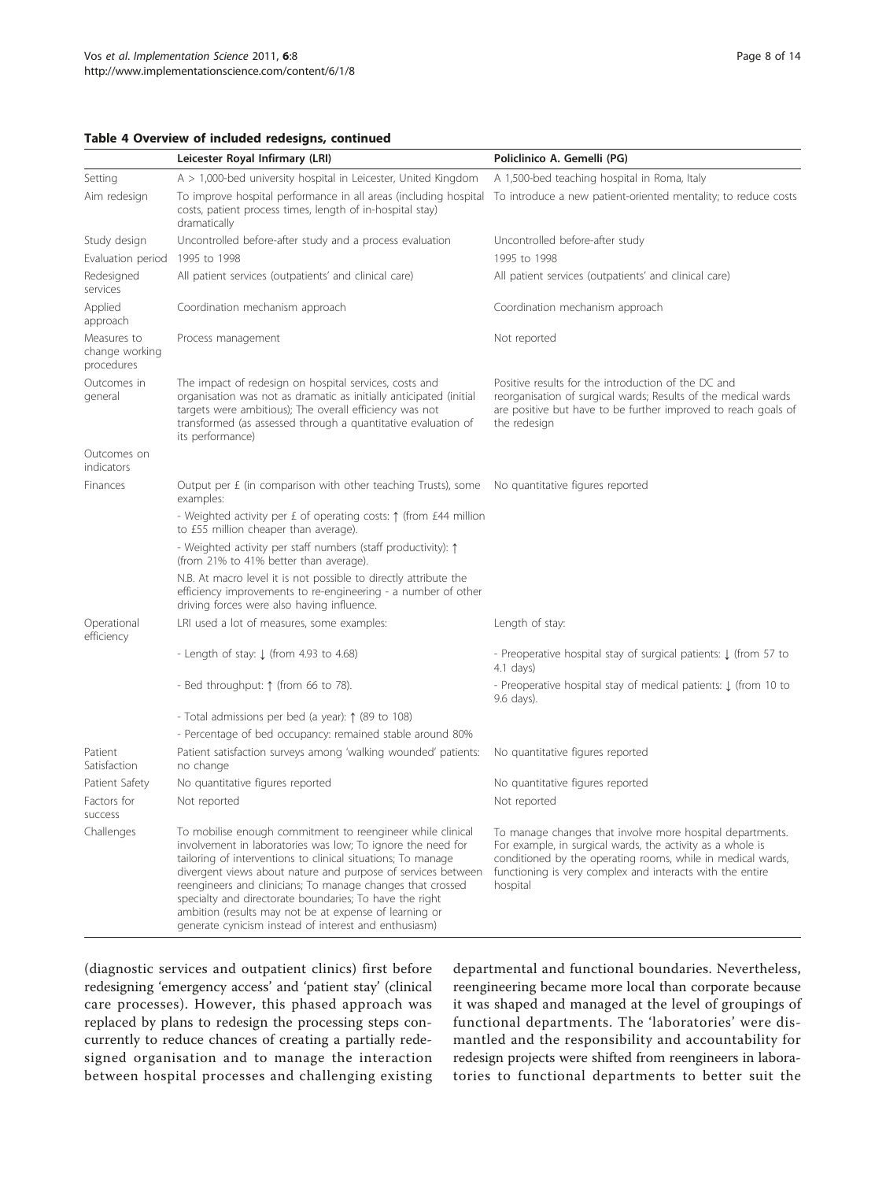**Table 4 Overview of included redesigns, continued**

| | Leicester Royal Infirmary (LRI) | Policlinico A. Gemelli (PG) |
|---|---|---|
| Setting | A > 1,000-bed university hospital in Leicester, United Kingdom | A 1,500-bed teaching hospital in Roma, Italy |
| Aim redesign | To improve hospital performance in all areas (including hospital costs, patient process times, length of in-hospital stay) dramatically | To introduce a new patient-oriented mentality; to reduce costs |
| Study design | Uncontrolled before-after study and a process evaluation | Uncontrolled before-after study |
| Evaluation period | 1995 to 1998 | 1995 to 1998 |
| Redesigned services | All patient services (outpatients' and clinical care) | All patient services (outpatients' and clinical care) |
| Applied approach | Coordination mechanism approach | Coordination mechanism approach |
| Measures to change working procedures | Process management | Not reported |
| Outcomes in general | The impact of redesign on hospital services, costs and organisation was not as dramatic as initially anticipated (initial targets were ambitious); The overall efficiency was not transformed (as assessed through a quantitative evaluation of its performance) | Positive results for the introduction of the DC and reorganisation of surgical wards; Results of the medical wards are positive but have to be further improved to reach goals of the redesign |
| Outcomes on indicators | | |
| Finances | Output per £ (in comparison with other teaching Trusts), some examples: | No quantitative figures reported |
| | - Weighted activity per £ of operating costs: ↑ (from £44 million to £55 million cheaper than average). | |
| | - Weighted activity per staff numbers (staff productivity): ↑ (from 21% to 41% better than average). | |
| | N.B. At macro level it is not possible to directly attribute the efficiency improvements to re-engineering - a number of other driving forces were also having influence. | |
| Operational efficiency | LRI used a lot of measures, some examples: | Length of stay: |
| | - Length of stay: ↓ (from 4.93 to 4.68) | - Preoperative hospital stay of surgical patients: ↓ (from 57 to 4.1 days) |
| | - Bed throughput: ↑ (from 66 to 78). | - Preoperative hospital stay of medical patients: ↓ (from 10 to 9.6 days). |
| | - Total admissions per bed (a year): ↑ (89 to 108) | |
| | - Percentage of bed occupancy: remained stable around 80% | |
| Patient Satisfaction | Patient satisfaction surveys among 'walking wounded' patients: no change | No quantitative figures reported |
| Patient Safety | No quantitative figures reported | No quantitative figures reported |
| Factors for success | Not reported | Not reported |
| Challenges | To mobilise enough commitment to reengineer while clinical involvement in laboratories was low; To ignore the need for tailoring of interventions to clinical situations; To manage divergent views about nature and purpose of services between reengineers and clinicians; To manage changes that crossed specialty and directorate boundaries; To have the right ambition (results may not be at expense of learning or generate cynicism instead of interest and enthusiasm) | To manage changes that involve more hospital departments. For example, in surgical wards, the activity as a whole is conditioned by the operating rooms, while in medical wards, functioning is very complex and interacts with the entire hospital |

(diagnostic services and outpatient clinics) first before redesigning 'emergency access' and 'patient stay' (clinical care processes). However, this phased approach was replaced by plans to redesign the processing steps concurrently to reduce chances of creating a partially redesigned organisation and to manage the interaction between hospital processes and challenging existing departmental and functional boundaries. Nevertheless, reengineering became more local than corporate because it was shaped and managed at the level of groupings of functional departments. The 'laboratories' were dismantled and the responsibility and accountability for redesign projects were shifted from reengineers in laboratories to functional departments to better suit the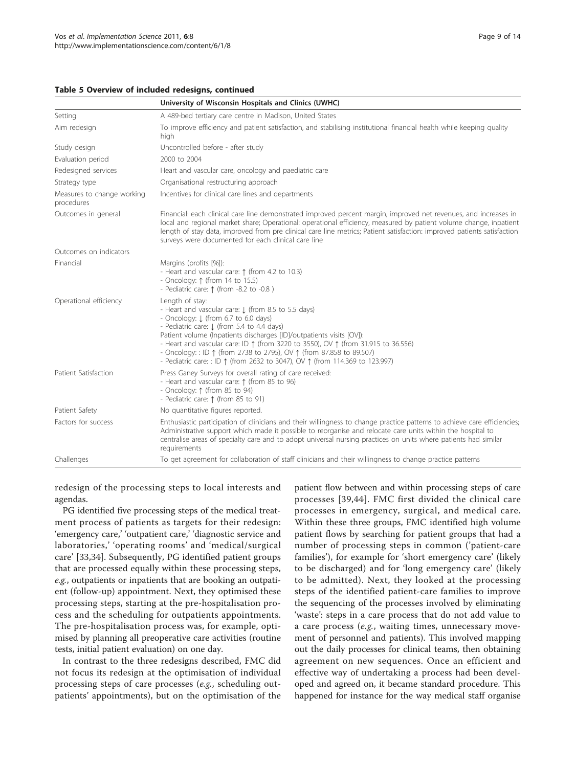**Table 5 Overview of included redesigns, continued**

| | University of Wisconsin Hospitals and Clinics (UWHC) |
|---|---|
| Setting | A 489-bed tertiary care centre in Madison, United States |
| Aim redesign | To improve efficiency and patient satisfaction, and stabilising institutional financial health while keeping quality high |
| Study design | Uncontrolled before - after study |
| Evaluation period | 2000 to 2004 |
| Redesigned services | Heart and vascular care, oncology and paediatric care |
| Strategy type | Organisational restructuring approach |
| Measures to change working procedures | Incentives for clinical care lines and departments |
| Outcomes in general | Financial: each clinical care line demonstrated improved percent margin, improved net revenues, and increases in local and regional market share; Operational: operational efficiency, measured by patient volume change, inpatient length of stay data, improved from pre clinical care line metrics; Patient satisfaction: improved patients satisfaction surveys were documented for each clinical care line |
| Outcomes on indicators | |
| Financial | Margins (profits [%]):<br>- Heart and vascular care: ↑ (from 4.2 to 10.3)<br>- Oncology: ↑ (from 14 to 15.5)<br>- Pediatric care: ↑ (from -8.2 to -0.8 ) |
| Operational efficiency | Length of stay:<br>- Heart and vascular care: ↓ (from 8.5 to 5.5 days)<br>- Oncology: ↓ (from 6.7 to 6.0 days)<br>- Pediatric care: ↓ (from 5.4 to 4.4 days)<br>Patient volume (Inpatients discharges [ID]/outpatients visits [OV]):<br>- Heart and vascular care: ID ↑ (from 3220 to 3550), OV ↑ (from 31.915 to 36.556)<br>- Oncology: : ID ↑ (from 2738 to 2795), OV ↑ (from 87.858 to 89.507)<br>- Pediatric care: : ID ↑ (from 2632 to 3047), OV ↑ (from 114.369 to 123.997) |
| Patient Satisfaction | Press Ganey Surveys for overall rating of care received:<br>- Heart and vascular care: ↑ (from 85 to 96)<br>- Oncology: ↑ (from 85 to 94)<br>- Pediatric care: ↑ (from 85 to 91) |
| Patient Safety | No quantitative figures reported. |
| Factors for success | Enthusiastic participation of clinicians and their willingness to change practice patterns to achieve care efficiencies; Administrative support which made it possible to reorganise and relocate care units within the hospital to centralise areas of specialty care and to adopt universal nursing practices on units where patients had similar requirements |
| Challenges | To get agreement for collaboration of staff clinicians and their willingness to change practice patterns |

redesign of the processing steps to local interests and agendas.

PG identified five processing steps of the medical treatment process of patients as targets for their redesign: 'emergency care,' 'outpatient care,' 'diagnostic service and laboratories,' 'operating rooms' and 'medical/surgical care' [33,34]. Subsequently, PG identified patient groups that are processed equally within these processing steps, *e.g.*, outpatients or inpatients that are booking an outpatient (follow-up) appointment. Next, they optimised these processing steps, starting at the pre-hospitalisation process and the scheduling for outpatients appointments. The pre-hospitalisation process was, for example, optimised by planning all preoperative care activities (routine tests, initial patient evaluation) on one day.

In contrast to the three redesigns described, FMC did not focus its redesign at the optimisation of individual processing steps of care processes (*e.g.*, scheduling outpatients' appointments), but on the optimisation of the patient flow between and within processing steps of care processes [39,44]. FMC first divided the clinical care processes in emergency, surgical, and medical care. Within these three groups, FMC identified high volume patient flows by searching for patient groups that had a number of processing steps in common ('patient-care families'), for example for 'short emergency care' (likely to be discharged) and for 'long emergency care' (likely to be admitted). Next, they looked at the processing steps of the identified patient-care families to improve the sequencing of the processes involved by eliminating 'waste': steps in a care process that do not add value to a care process (*e.g.*, waiting times, unnecessary movement of personnel and patients). This involved mapping out the daily processes for clinical teams, then obtaining agreement on new sequences. Once an efficient and effective way of undertaking a process had been developed and agreed on, it became standard procedure. This happened for instance for the way medical staff organise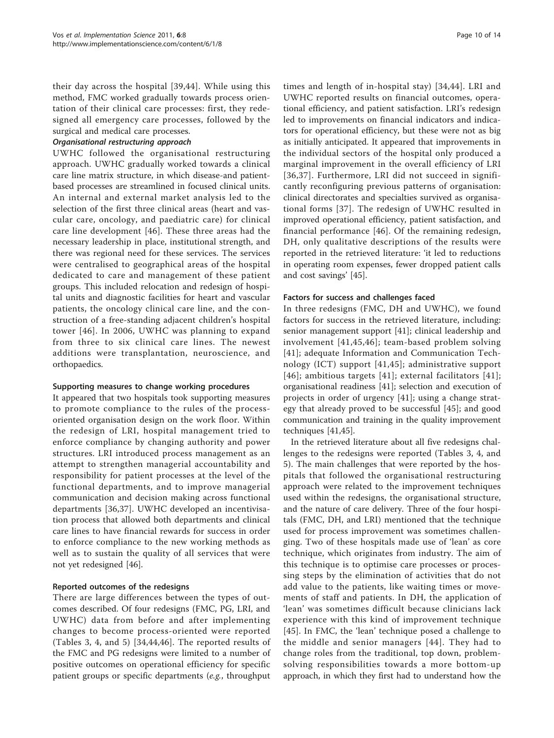their day across the hospital [39,44]. While using this method, FMC worked gradually towards process orientation of their clinical care processes: first, they redesigned all emergency care processes, followed by the surgical and medical care processes.

#### *Organisational restructuring approach*

UWHC followed the organisational restructuring approach. UWHC gradually worked towards a clinical care line matrix structure, in which disease-and patient-based processes are streamlined in focused clinical units. An internal and external market analysis led to the selection of the first three clinical areas (heart and vascular care, oncology, and paediatric care) for clinical care line development [46]. These three areas had the necessary leadership in place, institutional strength, and there was regional need for these services. The services were centralised to geographical areas of the hospital dedicated to care and management of these patient groups. This included relocation and redesign of hospital units and diagnostic facilities for heart and vascular patients, the oncology clinical care line, and the construction of a free-standing adjacent children's hospital tower [46]. In 2006, UWHC was planning to expand from three to six clinical care lines. The newest additions were transplantation, neuroscience, and orthopaedics.

### Supporting measures to change working procedures

It appeared that two hospitals took supporting measures to promote compliance to the rules of the process-oriented organisation design on the work floor. Within the redesign of LRI, hospital management tried to enforce compliance by changing authority and power structures. LRI introduced process management as an attempt to strengthen managerial accountability and responsibility for patient processes at the level of the functional departments, and to improve managerial communication and decision making across functional departments [36,37]. UWHC developed an incentivisation process that allowed both departments and clinical care lines to have financial rewards for success in order to enforce compliance to the new working methods as well as to sustain the quality of all services that were not yet redesigned [46].

### Reported outcomes of the redesigns

There are large differences between the types of outcomes described. Of four redesigns (FMC, PG, LRI, and UWHC) data from before and after implementing changes to become process-oriented were reported (Tables 3, 4, and 5) [34,44,46]. The reported results of the FMC and PG redesigns were limited to a number of positive outcomes on operational efficiency for specific patient groups or specific departments (*e.g.*, throughput times and length of in-hospital stay) [34,44]. LRI and UWHC reported results on financial outcomes, operational efficiency, and patient satisfaction. LRI's redesign led to improvements on financial indicators and indicators for operational efficiency, but these were not as big as initially anticipated. It appeared that improvements in the individual sectors of the hospital only produced a marginal improvement in the overall efficiency of LRI [36,37]. Furthermore, LRI did not succeed in significantly reconfiguring previous patterns of organisation: clinical directorates and specialties survived as organisational forms [37]. The redesign of UWHC resulted in improved operational efficiency, patient satisfaction, and financial performance [46]. Of the remaining redesign, DH, only qualitative descriptions of the results were reported in the retrieved literature: 'it led to reductions in operating room expenses, fewer dropped patient calls and cost savings' [45].

### Factors for success and challenges faced

In three redesigns (FMC, DH and UWHC), we found factors for success in the retrieved literature, including: senior management support [41]; clinical leadership and involvement [41,45,46]; team-based problem solving [41]; adequate Information and Communication Technology (ICT) support [41,45]; administrative support [46]; ambitious targets [41]; external facilitators [41]; organisational readiness [41]; selection and execution of projects in order of urgency [41]; using a change strategy that already proved to be successful [45]; and good communication and training in the quality improvement techniques [41,45].

In the retrieved literature about all five redesigns challenges to the redesigns were reported (Tables 3, 4, and 5). The main challenges that were reported by the hospitals that followed the organisational restructuring approach were related to the improvement techniques used within the redesigns, the organisational structure, and the nature of care delivery. Three of the four hospitals (FMC, DH, and LRI) mentioned that the technique used for process improvement was sometimes challenging. Two of these hospitals made use of 'lean' as core technique, which originates from industry. The aim of this technique is to optimise care processes or processing steps by the elimination of activities that do not add value to the patients, like waiting times or movements of staff and patients. In DH, the application of 'lean' was sometimes difficult because clinicians lack experience with this kind of improvement technique [45]. In FMC, the 'lean' technique posed a challenge to the middle and senior managers [44]. They had to change roles from the traditional, top down, problem-solving responsibilities towards a more bottom-up approach, in which they first had to understand how the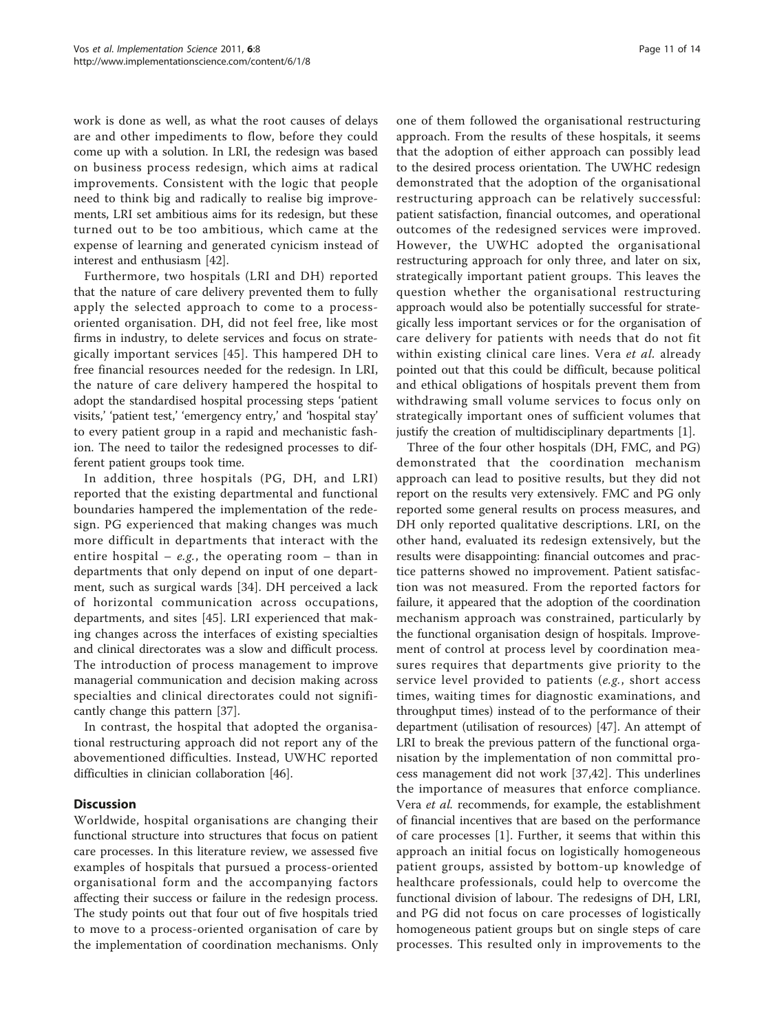work is done as well, as what the root causes of delays are and other impediments to flow, before they could come up with a solution. In LRI, the redesign was based on business process redesign, which aims at radical improvements. Consistent with the logic that people need to think big and radically to realise big improvements, LRI set ambitious aims for its redesign, but these turned out to be too ambitious, which came at the expense of learning and generated cynicism instead of interest and enthusiasm [42].

Furthermore, two hospitals (LRI and DH) reported that the nature of care delivery prevented them to fully apply the selected approach to come to a process-oriented organisation. DH, did not feel free, like most firms in industry, to delete services and focus on strategically important services [45]. This hampered DH to free financial resources needed for the redesign. In LRI, the nature of care delivery hampered the hospital to adopt the standardised hospital processing steps 'patient visits,' 'patient test,' 'emergency entry,' and 'hospital stay' to every patient group in a rapid and mechanistic fashion. The need to tailor the redesigned processes to different patient groups took time.

In addition, three hospitals (PG, DH, and LRI) reported that the existing departmental and functional boundaries hampered the implementation of the redesign. PG experienced that making changes was much more difficult in departments that interact with the entire hospital – *e.g.*, the operating room – than in departments that only depend on input of one department, such as surgical wards [34]. DH perceived a lack of horizontal communication across occupations, departments, and sites [45]. LRI experienced that making changes across the interfaces of existing specialties and clinical directorates was a slow and difficult process. The introduction of process management to improve managerial communication and decision making across specialties and clinical directorates could not significantly change this pattern [37].

In contrast, the hospital that adopted the organisational restructuring approach did not report any of the abovementioned difficulties. Instead, UWHC reported difficulties in clinician collaboration [46].

## Discussion

Worldwide, hospital organisations are changing their functional structure into structures that focus on patient care processes. In this literature review, we assessed five examples of hospitals that pursued a process-oriented organisational form and the accompanying factors affecting their success or failure in the redesign process. The study points out that four out of five hospitals tried to move to a process-oriented organisation of care by the implementation of coordination mechanisms. Only one of them followed the organisational restructuring approach. From the results of these hospitals, it seems that the adoption of either approach can possibly lead to the desired process orientation. The UWHC redesign demonstrated that the adoption of the organisational restructuring approach can be relatively successful: patient satisfaction, financial outcomes, and operational outcomes of the redesigned services were improved. However, the UWHC adopted the organisational restructuring approach for only three, and later on six, strategically important patient groups. This leaves the question whether the organisational restructuring approach would also be potentially successful for strategically less important services or for the organisation of care delivery for patients with needs that do not fit within existing clinical care lines. Vera *et al.* already pointed out that this could be difficult, because political and ethical obligations of hospitals prevent them from withdrawing small volume services to focus only on strategically important ones of sufficient volumes that justify the creation of multidisciplinary departments [1].

Three of the four other hospitals (DH, FMC, and PG) demonstrated that the coordination mechanism approach can lead to positive results, but they did not report on the results very extensively. FMC and PG only reported some general results on process measures, and DH only reported qualitative descriptions. LRI, on the other hand, evaluated its redesign extensively, but the results were disappointing: financial outcomes and practice patterns showed no improvement. Patient satisfaction was not measured. From the reported factors for failure, it appeared that the adoption of the coordination mechanism approach was constrained, particularly by the functional organisation design of hospitals. Improvement of control at process level by coordination measures requires that departments give priority to the service level provided to patients (*e.g.*, short access times, waiting times for diagnostic examinations, and throughput times) instead of to the performance of their department (utilisation of resources) [47]. An attempt of LRI to break the previous pattern of the functional organisation by the implementation of non committal process management did not work [37,42]. This underlines the importance of measures that enforce compliance. Vera *et al.* recommends, for example, the establishment of financial incentives that are based on the performance of care processes [1]. Further, it seems that within this approach an initial focus on logistically homogeneous patient groups, assisted by bottom-up knowledge of healthcare professionals, could help to overcome the functional division of labour. The redesigns of DH, LRI, and PG did not focus on care processes of logistically homogeneous patient groups but on single steps of care processes. This resulted only in improvements to the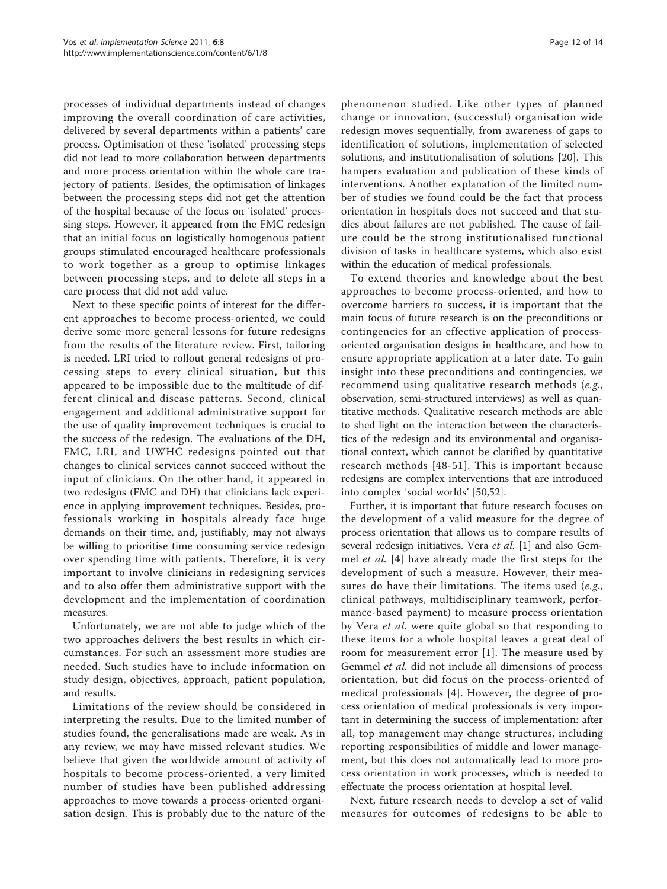processes of individual departments instead of changes improving the overall coordination of care activities, delivered by several departments within a patients' care process. Optimisation of these 'isolated' processing steps did not lead to more collaboration between departments and more process orientation within the whole care trajectory of patients. Besides, the optimisation of linkages between the processing steps did not get the attention of the hospital because of the focus on 'isolated' processing steps. However, it appeared from the FMC redesign that an initial focus on logistically homogenous patient groups stimulated encouraged healthcare professionals to work together as a group to optimise linkages between processing steps, and to delete all steps in a care process that did not add value.

Next to these specific points of interest for the different approaches to become process-oriented, we could derive some more general lessons for future redesigns from the results of the literature review. First, tailoring is needed. LRI tried to rollout general redesigns of processing steps to every clinical situation, but this appeared to be impossible due to the multitude of different clinical and disease patterns. Second, clinical engagement and additional administrative support for the use of quality improvement techniques is crucial to the success of the redesign. The evaluations of the DH, FMC, LRI, and UWHC redesigns pointed out that changes to clinical services cannot succeed without the input of clinicians. On the other hand, it appeared in two redesigns (FMC and DH) that clinicians lack experience in applying improvement techniques. Besides, professionals working in hospitals already face huge demands on their time, and, justifiably, may not always be willing to prioritise time consuming service redesign over spending time with patients. Therefore, it is very important to involve clinicians in redesigning services and to also offer them administrative support with the development and the implementation of coordination measures.

Unfortunately, we are not able to judge which of the two approaches delivers the best results in which circumstances. For such an assessment more studies are needed. Such studies have to include information on study design, objectives, approach, patient population, and results.

Limitations of the review should be considered in interpreting the results. Due to the limited number of studies found, the generalisations made are weak. As in any review, we may have missed relevant studies. We believe that given the worldwide amount of activity of hospitals to become process-oriented, a very limited number of studies have been published addressing approaches to move towards a process-oriented organisation design. This is probably due to the nature of the phenomenon studied. Like other types of planned change or innovation, (successful) organisation wide redesign moves sequentially, from awareness of gaps to identification of solutions, implementation of selected solutions, and institutionalisation of solutions [20]. This hampers evaluation and publication of these kinds of interventions. Another explanation of the limited number of studies we found could be the fact that process orientation in hospitals does not succeed and that studies about failures are not published. The cause of failure could be the strong institutionalised functional division of tasks in healthcare systems, which also exist within the education of medical professionals.

To extend theories and knowledge about the best approaches to become process-oriented, and how to overcome barriers to success, it is important that the main focus of future research is on the preconditions or contingencies for an effective application of process-oriented organisation designs in healthcare, and how to ensure appropriate application at a later date. To gain insight into these preconditions and contingencies, we recommend using qualitative research methods (*e.g.*, observation, semi-structured interviews) as well as quantitative methods. Qualitative research methods are able to shed light on the interaction between the characteristics of the redesign and its environmental and organisational context, which cannot be clarified by quantitative research methods [48-51]. This is important because redesigns are complex interventions that are introduced into complex 'social worlds' [50,52].

Further, it is important that future research focuses on the development of a valid measure for the degree of process orientation that allows us to compare results of several redesign initiatives. Vera *et al.* [1] and also Gemmel *et al.* [4] have already made the first steps for the development of such a measure. However, their measures do have their limitations. The items used (*e.g.*, clinical pathways, multidisciplinary teamwork, performance-based payment) to measure process orientation by Vera *et al.* were quite global so that responding to these items for a whole hospital leaves a great deal of room for measurement error [1]. The measure used by Gemmel *et al.* did not include all dimensions of process orientation, but did focus on the process-oriented of medical professionals [4]. However, the degree of process orientation of medical professionals is very important in determining the success of implementation: after all, top management may change structures, including reporting responsibilities of middle and lower management, but this does not automatically lead to more process orientation in work processes, which is needed to effectuate the process orientation at hospital level.

Next, future research needs to develop a set of valid measures for outcomes of redesigns to be able to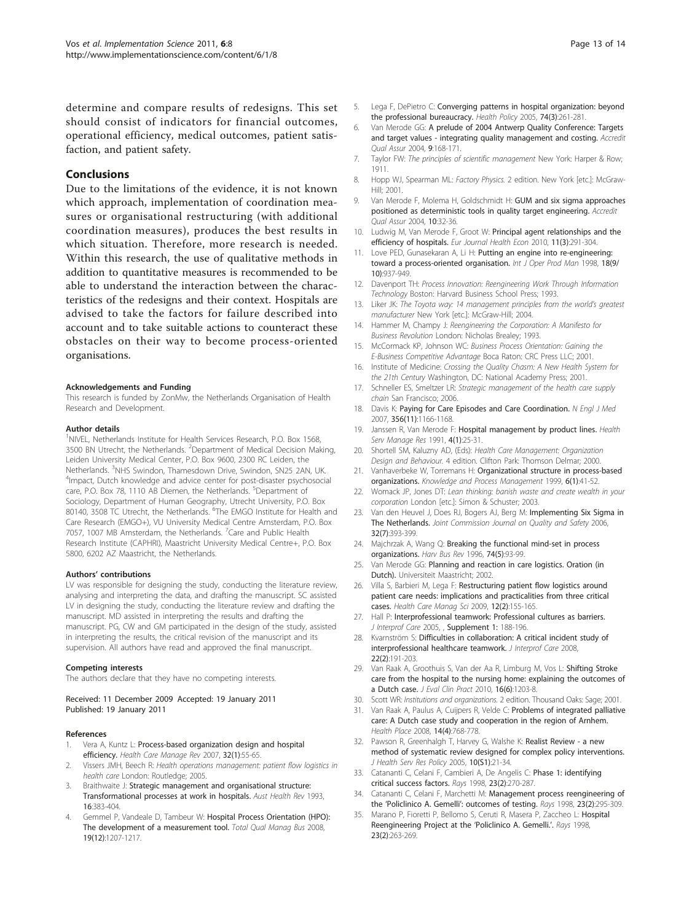determine and compare results of redesigns. This set should consist of indicators for financial outcomes, operational efficiency, medical outcomes, patient satisfaction, and patient safety.

## Conclusions

Due to the limitations of the evidence, it is not known which approach, implementation of coordination measures or organisational restructuring (with additional coordination measures), produces the best results in which situation. Therefore, more research is needed. Within this research, the use of qualitative methods in addition to quantitative measures is recommended to be able to understand the interaction between the characteristics of the redesigns and their context. Hospitals are advised to take the factors for failure described into account and to take suitable actions to counteract these obstacles on their way to become process-oriented organisations.

#### Acknowledgements and Funding

This research is funded by ZonMw, the Netherlands Organisation of Health Research and Development.

#### Author details

[1]NIVEL, Netherlands Institute for Health Services Research, P.O. Box 1568, 3500 BN Utrecht, the Netherlands. [2]Department of Medical Decision Making, Leiden University Medical Center, P.O. Box 9600, 2300 RC Leiden, the Netherlands. [3]NHS Swindon, Thamesdown Drive, Swindon, SN25 2AN, UK. [4]Impact, Dutch knowledge and advice center for post-disaster psychosocial care, P.O. Box 78, 1110 AB Diemen, the Netherlands. [5]Department of Sociology, Department of Human Geography, Utrecht University, P.O. Box 80140, 3508 TC Utrecht, the Netherlands. [6]The EMGO Institute for Health and Care Research (EMGO+), VU University Medical Centre Amsterdam, P.O. Box 7057, 1007 MB Amsterdam, the Netherlands. [7]Care and Public Health Research Institute (CAPHRI), Maastricht University Medical Centre+, P.O. Box 5800, 6202 AZ Maastricht, the Netherlands.

#### Authors' contributions

LV was responsible for designing the study, conducting the literature review, analysing and interpreting the data, and drafting the manuscript. SC assisted LV in designing the study, conducting the literature review and drafting the manuscript. MD assisted in interpreting the results and drafting the manuscript. PG, CW and GM participated in the design of the study, assisted in interpreting the results, the critical revision of the manuscript and its supervision. All authors have read and approved the final manuscript.

#### Competing interests

The authors declare that they have no competing interests.

Received: 11 December 2009 Accepted: 19 January 2011
Published: 19 January 2011

#### References

1. Vera A, Kuntz L: **Process-based organization design and hospital efficiency.** *Health Care Manage Rev* 2007, **32(1)**:55-65.
2. Vissers JMH, Beech R: *Health operations management: patient flow logistics in health care* London: Routledge; 2005.
3. Braithwaite J: **Strategic management and organisational structure: Transformational processes at work in hospitals.** *Aust Health Rev* 1993, **16**:383-404.
4. Gemmel P, Vandeale D, Tambeur W: **Hospital Process Orientation (HPO): The development of a measurement tool.** *Total Qual Manag Bus* 2008, **19(12)**:1207-1217.
5. Lega F, DePietro C: **Converging patterns in hospital organization: beyond the professional bureaucracy.** *Health Policy* 2005, **74(3)**:261-281.
6. Van Merode GG: **A prelude of 2004 Antwerp Quality Conference: Targets and target values - integrating quality management and costing.** *Accredit Qual Assur* 2004, **9**:168-171.
7. Taylor FW: *The principles of scientific management* New York: Harper & Row; 1911.
8. Hopp WJ, Spearman ML: *Factory Physics.* 2 edition. New York [etc.]: McGraw-Hill; 2001.
9. Van Merode F, Molema H, Goldschmidt H: **GUM and six sigma approaches positioned as deterministic tools in quality target engineering.** *Accredit Qual Assur* 2004, **10**:32-36.
10. Ludwig M, Van Merode F, Groot W: **Principal agent relationships and the efficiency of hospitals.** *Eur Journal Health Econ* 2010, **11(3)**:291-304.
11. Love PED, Gunasekaran A, Li H: **Putting an engine into re-engineering: toward a process-oriented organisation.** *Int J Oper Prod Man* 1998, **18(9/10)**:937-949.
12. Davenport TH: *Process Innovation: Reengineering Work Through Information Technology* Boston: Harvard Business School Press; 1993.
13. Liker JK: *The Toyota way: 14 management principles from the world's greatest manufacturer* New York [etc.]: McGraw-Hill; 2004.
14. Hammer M, Champy J: *Reengineering the Corporation: A Manifesto for Business Revolution* London: Nicholas Brealey; 1993.
15. McCormack KP, Johnson WC: *Business Process Orientation: Gaining the E-Business Competitive Advantage* Boca Raton: CRC Press LLC; 2001.
16. Institute of Medicine: *Crossing the Quality Chasm: A New Health System for the 21th Century* Washington, DC: National Academy Press; 2001.
17. Schneller ES, Smeltzer LR: *Strategic management of the health care supply chain* San Francisco; 2006.
18. Davis K: **Paying for Care Episodes and Care Coordination.** *N Engl J Med* 2007, **356(11)**:1166-1168.
19. Janssen R, Van Merode F: **Hospital management by product lines.** *Health Serv Manage Res* 1991, **4(1)**:25-31.
20. Shortell SM, Kaluzny AD, (Eds): *Health Care Management: Organization Design and Behaviour.* 4 edition. Clifton Park: Thomson Delmar; 2000.
21. Vanhaverbeke W, Torremans H: **Organizational structure in process-based organizations.** *Knowledge and Process Management* 1999, **6(1)**:41-52.
22. Womack JP, Jones DT: *Lean thinking: banish waste and create wealth in your corporation* London [etc.]: Simon & Schuster; 2003.
23. Van den Heuvel J, Does RJ, Bogers AJ, Berg M: **Implementing Six Sigma in The Netherlands.** *Joint Commission Journal on Quality and Safety* 2006, **32(7)**:393-399.
24. Majchrzak A, Wang Q: **Breaking the functional mind-set in process organizations.** *Harv Bus Rev* 1996, **74(5)**:93-99.
25. Van Merode GG: **Planning and reaction in care logistics. Oration (in Dutch).** Universiteit Maastricht; 2002.
26. Villa S, Barbieri M, Lega F: **Restructuring patient flow logistics around patient care needs: implications and practicalities from three critical cases.** *Health Care Manag Sci* 2009, **12(2)**:155-165.
27. Hall P: **Interprofessional teamwork: Professional cultures as barriers.** *J Interprof Care* 2005, , **Supplement 1**: 188-196.
28. Kvarnström S: **Difficulties in collaboration: A critical incident study of interprofessional healthcare teamwork.** *J Interprof Care* 2008, **22(2)**:191-203.
29. Van Raak A, Groothuis S, Van der Aa R, Limburg M, Vos L: **Shifting Stroke care from the hospital to the nursing home: explaining the outcomes of a Dutch case.** *J Eval Clin Pract* 2010, **16(6)**:1203-8.
30. Scott WR: *Institutions and organizations.* 2 edition. Thousand Oaks: Sage; 2001.
31. Van Raak A, Paulus A, Cuijpers R, Velde C: **Problems of integrated palliative care: A Dutch case study and cooperation in the region of Arnhem.** *Health Place* 2008, **14(4)**:768-778.
32. Pawson R, Greenhalgh T, Harvey G, Walshe K: **Realist Review - a new method of systematic review designed for complex policy interventions.** *J Health Serv Res Policy* 2005, **10(S1)**:21-34.
33. Catananti C, Celani F, Cambieri A, De Angelis C: **Phase 1: identifying critical success factors.** *Rays* 1998, **23(2)**:270-287.
34. Catananti C, Celani F, Marchetti M: **Management process reengineering of the 'Policlinico A. Gemelli': outcomes of testing.** *Rays* 1998, **23(2)**:295-309.
35. Marano P, Fioretti P, Bellomo S, Ceruti R, Masera P, Zaccheo L: **Hospital Reengineering Project at the 'Policlinico A. Gemelli'.** *Rays* 1998, **23(2)**:263-269.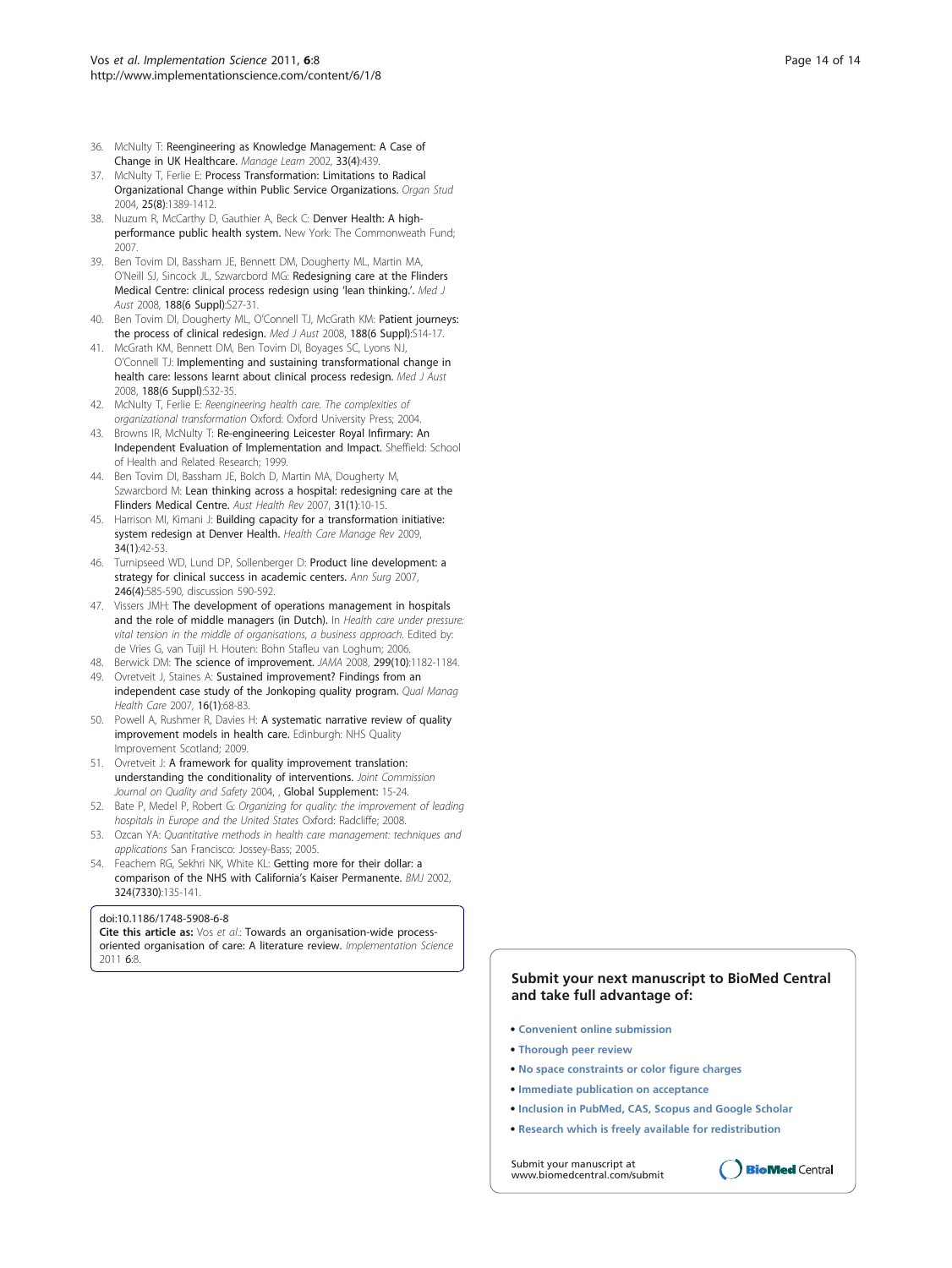36. McNulty T: **Reengineering as Knowledge Management: A Case of Change in UK Healthcare.** *Manage Learn* 2002, **33(4)**:439.
37. McNulty T, Ferlie E: **Process Transformation: Limitations to Radical Organizational Change within Public Service Organizations.** *Organ Stud* 2004, **25(8)**:1389-1412.
38. Nuzum R, McCarthy D, Gauthier A, Beck C: **Denver Health: A high-performance public health system.** New York: The Commonweath Fund; 2007.
39. Ben Tovim DI, Bassham JE, Bennett DM, Dougherty ML, Martin MA, O'Neill SJ, Sincock JL, Szwarcbord MG: **Redesigning care at the Flinders Medical Centre: clinical process redesign using 'lean thinking.'.** *Med J Aust* 2008, **188(6 Suppl)**:S27-31.
40. Ben Tovim DI, Dougherty ML, O'Connell TJ, McGrath KM: **Patient journeys: the process of clinical redesign.** *Med J Aust* 2008, **188(6 Suppl)**:S14-17.
41. McGrath KM, Bennett DM, Ben Tovim DI, Boyages SC, Lyons NJ, O'Connell TJ: **Implementing and sustaining transformational change in health care: lessons learnt about clinical process redesign.** *Med J Aust* 2008, **188(6 Suppl)**:S32-35.
42. McNulty T, Ferlie E: *Reengineering health care. The complexities of organizational transformation* Oxford: Oxford University Press; 2004.
43. Browns IR, McNulty T: **Re-engineering Leicester Royal Infirmary: An Independent Evaluation of Implementation and Impact.** Sheffield: School of Health and Related Research; 1999.
44. Ben Tovim DI, Bassham JE, Bolch D, Martin MA, Dougherty M, Szwarcbord M: **Lean thinking across a hospital: redesigning care at the Flinders Medical Centre.** *Aust Health Rev* 2007, **31(1)**:10-15.
45. Harrison MI, Kimani J: **Building capacity for a transformation initiative: system redesign at Denver Health.** *Health Care Manage Rev* 2009, **34(1)**:42-53.
46. Turnipseed WD, Lund DP, Sollenberger D: **Product line development: a strategy for clinical success in academic centers.** *Ann Surg* 2007, **246(4)**:585-590, discussion 590-592.
47. Vissers JMH: **The development of operations management in hospitals and the role of middle managers (in Dutch).** In *Health care under pressure: vital tension in the middle of organisations, a business approach.* Edited by: de Vries G, van Tuijl H. Houten: Bohn Stafleu van Loghum; 2006.
48. Berwick DM: **The science of improvement.** *JAMA* 2008, **299(10)**:1182-1184.
49. Ovretveit J, Staines A: **Sustained improvement? Findings from an independent case study of the Jonkoping quality program.** *Qual Manag Health Care* 2007, **16(1)**:68-83.
50. Powell A, Rushmer R, Davies H: **A systematic narrative review of quality improvement models in health care.** Edinburgh: NHS Quality Improvement Scotland; 2009.
51. Ovretveit J: **A framework for quality improvement translation: understanding the conditionality of interventions.** *Joint Commission Journal on Quality and Safety* 2004, , **Global Supplement:** 15-24.
52. Bate P, Medel P, Robert G: *Organizing for quality: the improvement of leading hospitals in Europe and the United States* Oxford: Radcliffe; 2008.
53. Ozcan YA: *Quantitative methods in health care management: techniques and applications* San Francisco: Jossey-Bass; 2005.
54. Feachem RG, Sekhri NK, White KL: **Getting more for their dollar: a comparison of the NHS with California's Kaiser Permanente.** *BMJ* 2002, **324(7330)**:135-141.

doi:10.1186/1748-5908-6-8

**Cite this article as:** Vos *et al.*: Towards an organisation-wide process-oriented organisation of care: A literature review. *Implementation Science* 2011 **6**:8.

**Submit your next manuscript to BioMed Central and take full advantage of:**

- **Convenient online submission**
- **Thorough peer review**
- **No space constraints or color figure charges**
- **Immediate publication on acceptance**
- **Inclusion in PubMed, CAS, Scopus and Google Scholar**
- **Research which is freely available for redistribution**

Submit your manuscript at www.biomedcentral.com/submit

BioMed Central